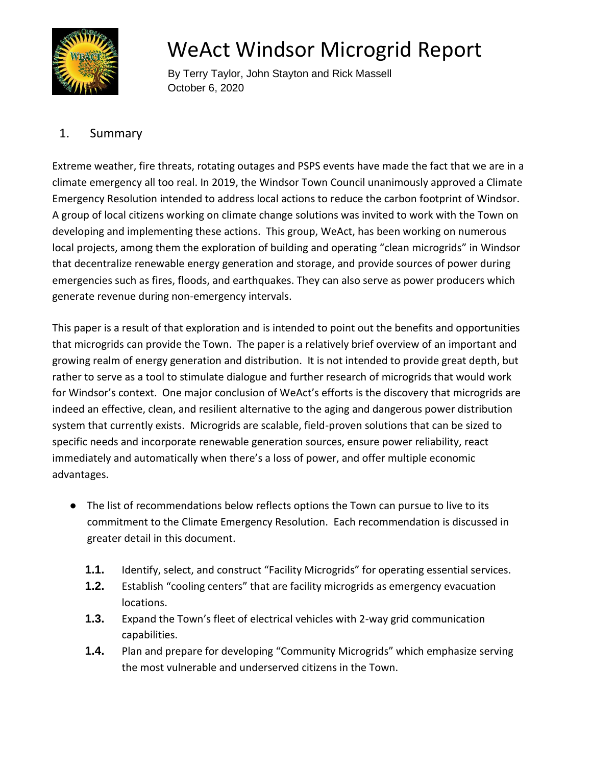# WeAct Windsor Microgrid Report

By Terry Taylor, John Stayton and Rick Massell
October 6, 2020

## 1. Summary

Extreme weather, fire threats, rotating outages and PSPS events have made the fact that we are in a climate emergency all too real. In 2019, the Windsor Town Council unanimously approved a Climate Emergency Resolution intended to address local actions to reduce the carbon footprint of Windsor. A group of local citizens working on climate change solutions was invited to work with the Town on developing and implementing these actions. This group, WeAct, has been working on numerous local projects, among them the exploration of building and operating "clean microgrids" in Windsor that decentralize renewable energy generation and storage, and provide sources of power during emergencies such as fires, floods, and earthquakes. They can also serve as power producers which generate revenue during non-emergency intervals.

This paper is a result of that exploration and is intended to point out the benefits and opportunities that microgrids can provide the Town. The paper is a relatively brief overview of an important and growing realm of energy generation and distribution. It is not intended to provide great depth, but rather to serve as a tool to stimulate dialogue and further research of microgrids that would work for Windsor's context. One major conclusion of WeAct's efforts is the discovery that microgrids are indeed an effective, clean, and resilient alternative to the aging and dangerous power distribution system that currently exists. Microgrids are scalable, field-proven solutions that can be sized to specific needs and incorporate renewable generation sources, ensure power reliability, react immediately and automatically when there's a loss of power, and offer multiple economic advantages.

- The list of recommendations below reflects options the Town can pursue to live to its commitment to the Climate Emergency Resolution. Each recommendation is discussed in greater detail in this document.

  **1.1.** Identify, select, and construct "Facility Microgrids" for operating essential services.

  **1.2.** Establish "cooling centers" that are facility microgrids as emergency evacuation locations.

  **1.3.** Expand the Town's fleet of electrical vehicles with 2-way grid communication capabilities.

  **1.4.** Plan and prepare for developing "Community Microgrids" which emphasize serving the most vulnerable and underserved citizens in the Town.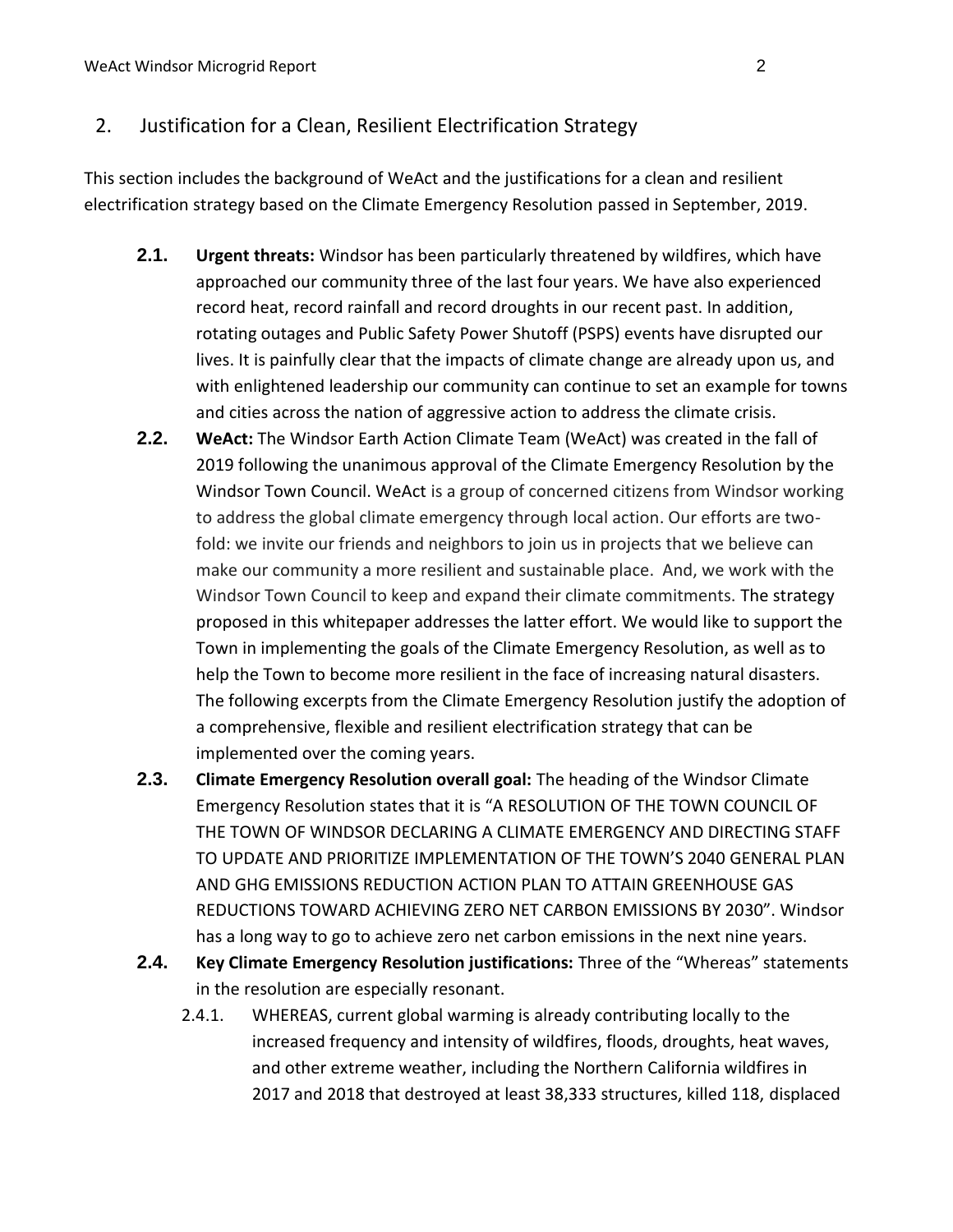## 2. Justification for a Clean, Resilient Electrification Strategy

This section includes the background of WeAct and the justifications for a clean and resilient electrification strategy based on the Climate Emergency Resolution passed in September, 2019.

- **2.1. Urgent threats:** Windsor has been particularly threatened by wildfires, which have approached our community three of the last four years. We have also experienced record heat, record rainfall and record droughts in our recent past. In addition, rotating outages and Public Safety Power Shutoff (PSPS) events have disrupted our lives. It is painfully clear that the impacts of climate change are already upon us, and with enlightened leadership our community can continue to set an example for towns and cities across the nation of aggressive action to address the climate crisis.
- **2.2. WeAct:** The Windsor Earth Action Climate Team (WeAct) was created in the fall of 2019 following the unanimous approval of the Climate Emergency Resolution by the Windsor Town Council. WeAct is a group of concerned citizens from Windsor working to address the global climate emergency through local action. Our efforts are two-fold: we invite our friends and neighbors to join us in projects that we believe can make our community a more resilient and sustainable place. And, we work with the Windsor Town Council to keep and expand their climate commitments. The strategy proposed in this whitepaper addresses the latter effort. We would like to support the Town in implementing the goals of the Climate Emergency Resolution, as well as to help the Town to become more resilient in the face of increasing natural disasters. The following excerpts from the Climate Emergency Resolution justify the adoption of a comprehensive, flexible and resilient electrification strategy that can be implemented over the coming years.
- **2.3. Climate Emergency Resolution overall goal:** The heading of the Windsor Climate Emergency Resolution states that it is "A RESOLUTION OF THE TOWN COUNCIL OF THE TOWN OF WINDSOR DECLARING A CLIMATE EMERGENCY AND DIRECTING STAFF TO UPDATE AND PRIORITIZE IMPLEMENTATION OF THE TOWN'S 2040 GENERAL PLAN AND GHG EMISSIONS REDUCTION ACTION PLAN TO ATTAIN GREENHOUSE GAS REDUCTIONS TOWARD ACHIEVING ZERO NET CARBON EMISSIONS BY 2030". Windsor has a long way to go to achieve zero net carbon emissions in the next nine years.
- **2.4. Key Climate Emergency Resolution justifications:** Three of the "Whereas" statements in the resolution are especially resonant.
  - 2.4.1. WHEREAS, current global warming is already contributing locally to the increased frequency and intensity of wildfires, floods, droughts, heat waves, and other extreme weather, including the Northern California wildfires in 2017 and 2018 that destroyed at least 38,333 structures, killed 118, displaced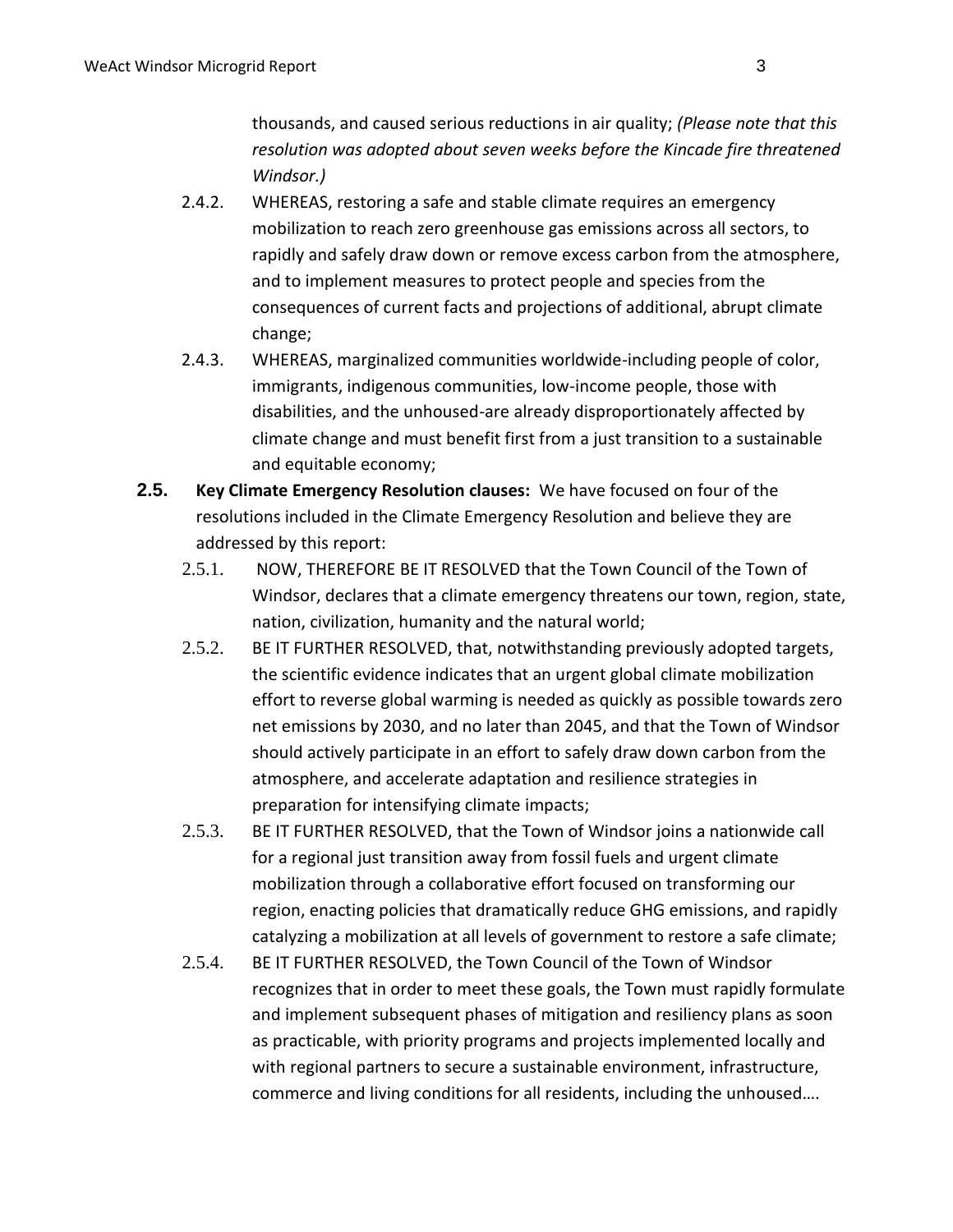thousands, and caused serious reductions in air quality; *(Please note that this resolution was adopted about seven weeks before the Kincade fire threatened Windsor.)*

2.4.2. WHEREAS, restoring a safe and stable climate requires an emergency mobilization to reach zero greenhouse gas emissions across all sectors, to rapidly and safely draw down or remove excess carbon from the atmosphere, and to implement measures to protect people and species from the consequences of current facts and projections of additional, abrupt climate change;

2.4.3. WHEREAS, marginalized communities worldwide-including people of color, immigrants, indigenous communities, low-income people, those with disabilities, and the unhoused-are already disproportionately affected by climate change and must benefit first from a just transition to a sustainable and equitable economy;

**2.5. Key Climate Emergency Resolution clauses:** We have focused on four of the resolutions included in the Climate Emergency Resolution and believe they are addressed by this report:

2.5.1. NOW, THEREFORE BE IT RESOLVED that the Town Council of the Town of Windsor, declares that a climate emergency threatens our town, region, state, nation, civilization, humanity and the natural world;

2.5.2. BE IT FURTHER RESOLVED, that, notwithstanding previously adopted targets, the scientific evidence indicates that an urgent global climate mobilization effort to reverse global warming is needed as quickly as possible towards zero net emissions by 2030, and no later than 2045, and that the Town of Windsor should actively participate in an effort to safely draw down carbon from the atmosphere, and accelerate adaptation and resilience strategies in preparation for intensifying climate impacts;

2.5.3. BE IT FURTHER RESOLVED, that the Town of Windsor joins a nationwide call for a regional just transition away from fossil fuels and urgent climate mobilization through a collaborative effort focused on transforming our region, enacting policies that dramatically reduce GHG emissions, and rapidly catalyzing a mobilization at all levels of government to restore a safe climate;

2.5.4. BE IT FURTHER RESOLVED, the Town Council of the Town of Windsor recognizes that in order to meet these goals, the Town must rapidly formulate and implement subsequent phases of mitigation and resiliency plans as soon as practicable, with priority programs and projects implemented locally and with regional partners to secure a sustainable environment, infrastructure, commerce and living conditions for all residents, including the unhoused….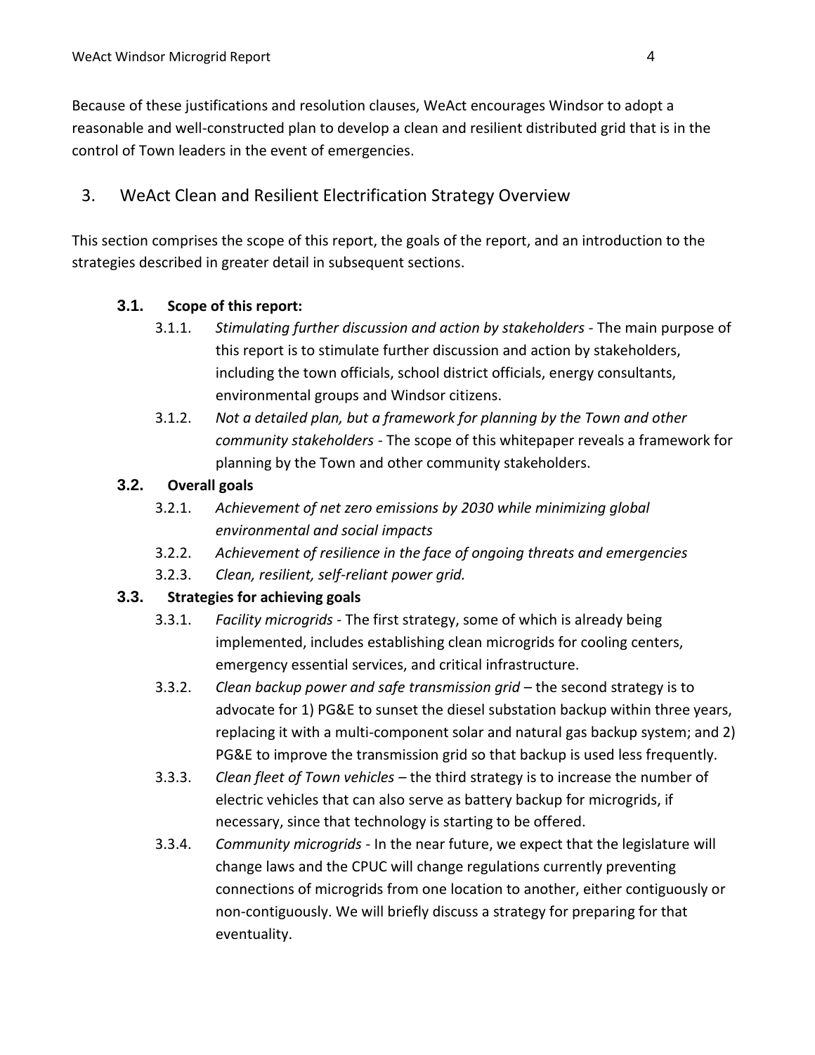Because of these justifications and resolution clauses, WeAct encourages Windsor to adopt a reasonable and well-constructed plan to develop a clean and resilient distributed grid that is in the control of Town leaders in the event of emergencies.

## 3. WeAct Clean and Resilient Electrification Strategy Overview

This section comprises the scope of this report, the goals of the report, and an introduction to the strategies described in greater detail in subsequent sections.

### 3.1. Scope of this report:

- 3.1.1. *Stimulating further discussion and action by stakeholders* - The main purpose of this report is to stimulate further discussion and action by stakeholders, including the town officials, school district officials, energy consultants, environmental groups and Windsor citizens.
- 3.1.2. *Not a detailed plan, but a framework for planning by the Town and other community stakeholders* - The scope of this whitepaper reveals a framework for planning by the Town and other community stakeholders.

### 3.2. Overall goals

- 3.2.1. *Achievement of net zero emissions by 2030 while minimizing global environmental and social impacts*
- 3.2.2. *Achievement of resilience in the face of ongoing threats and emergencies*
- 3.2.3. *Clean, resilient, self-reliant power grid.*

### 3.3. Strategies for achieving goals

- 3.3.1. *Facility microgrids* - The first strategy, some of which is already being implemented, includes establishing clean microgrids for cooling centers, emergency essential services, and critical infrastructure.
- 3.3.2. *Clean backup power and safe transmission grid* – the second strategy is to advocate for 1) PG&E to sunset the diesel substation backup within three years, replacing it with a multi-component solar and natural gas backup system; and 2) PG&E to improve the transmission grid so that backup is used less frequently.
- 3.3.3. *Clean fleet of Town vehicles* – the third strategy is to increase the number of electric vehicles that can also serve as battery backup for microgrids, if necessary, since that technology is starting to be offered.
- 3.3.4. *Community microgrids* - In the near future, we expect that the legislature will change laws and the CPUC will change regulations currently preventing connections of microgrids from one location to another, either contiguously or non-contiguously. We will briefly discuss a strategy for preparing for that eventuality.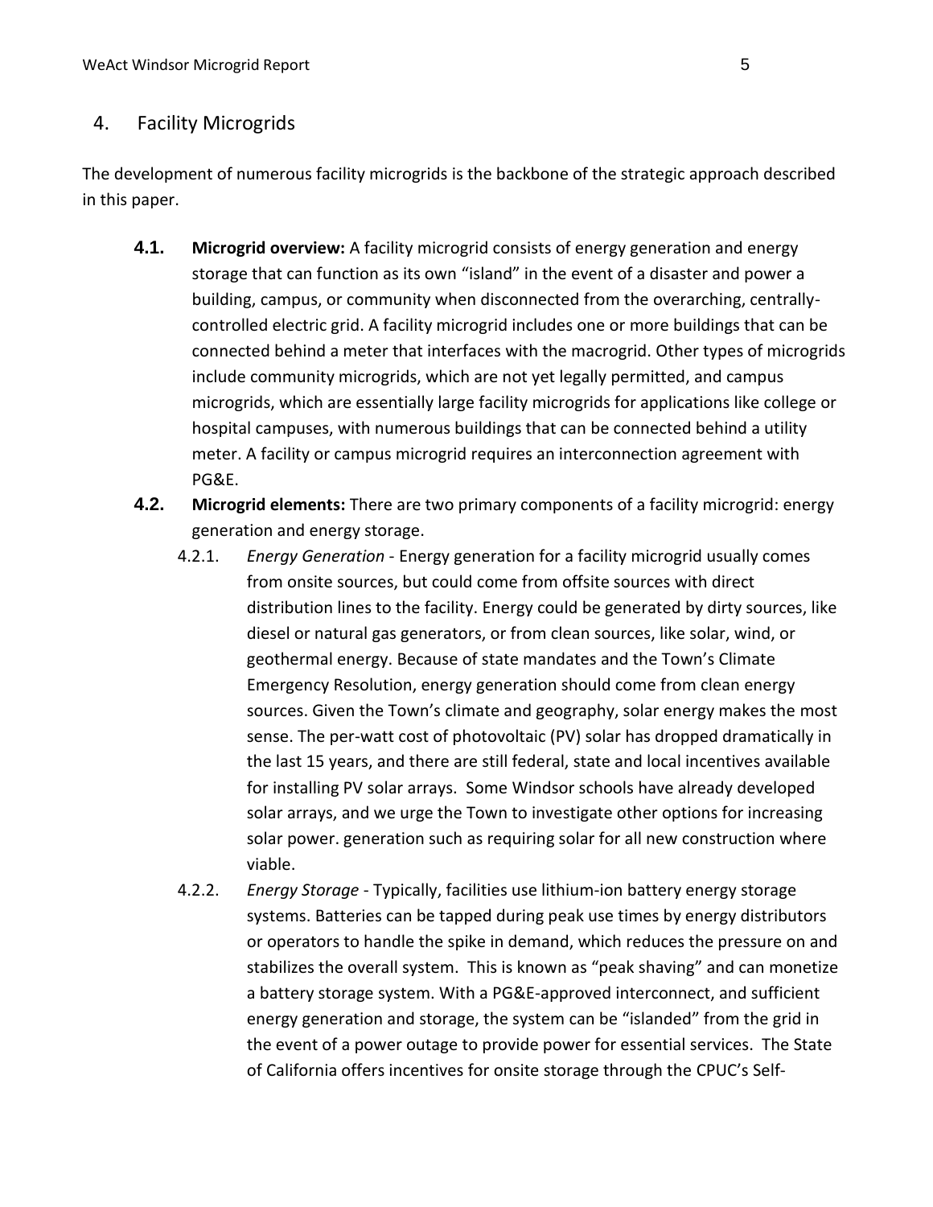## 4. Facility Microgrids

The development of numerous facility microgrids is the backbone of the strategic approach described in this paper.

**4.1. Microgrid overview:** A facility microgrid consists of energy generation and energy storage that can function as its own "island" in the event of a disaster and power a building, campus, or community when disconnected from the overarching, centrally-controlled electric grid. A facility microgrid includes one or more buildings that can be connected behind a meter that interfaces with the macrogrid. Other types of microgrids include community microgrids, which are not yet legally permitted, and campus microgrids, which are essentially large facility microgrids for applications like college or hospital campuses, with numerous buildings that can be connected behind a utility meter. A facility or campus microgrid requires an interconnection agreement with PG&E.

**4.2. Microgrid elements:** There are two primary components of a facility microgrid: energy generation and energy storage.

4.2.1. *Energy Generation* - Energy generation for a facility microgrid usually comes from onsite sources, but could come from offsite sources with direct distribution lines to the facility. Energy could be generated by dirty sources, like diesel or natural gas generators, or from clean sources, like solar, wind, or geothermal energy. Because of state mandates and the Town's Climate Emergency Resolution, energy generation should come from clean energy sources. Given the Town's climate and geography, solar energy makes the most sense. The per-watt cost of photovoltaic (PV) solar has dropped dramatically in the last 15 years, and there are still federal, state and local incentives available for installing PV solar arrays. Some Windsor schools have already developed solar arrays, and we urge the Town to investigate other options for increasing solar power. generation such as requiring solar for all new construction where viable.

4.2.2. *Energy Storage* - Typically, facilities use lithium-ion battery energy storage systems. Batteries can be tapped during peak use times by energy distributors or operators to handle the spike in demand, which reduces the pressure on and stabilizes the overall system. This is known as "peak shaving" and can monetize a battery storage system. With a PG&E-approved interconnect, and sufficient energy generation and storage, the system can be "islanded" from the grid in the event of a power outage to provide power for essential services. The State of California offers incentives for onsite storage through the CPUC's Self-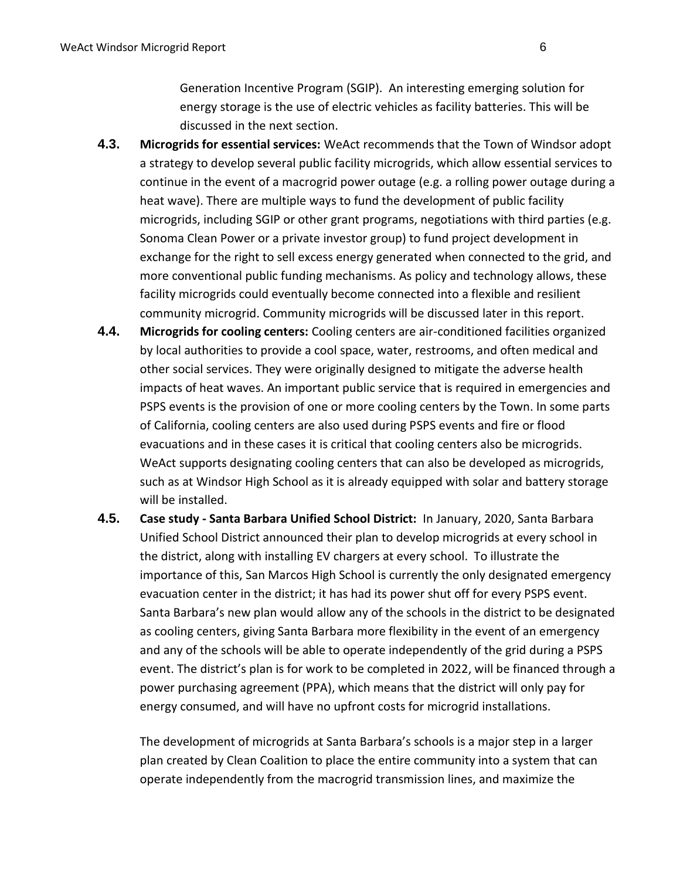Generation Incentive Program (SGIP). An interesting emerging solution for energy storage is the use of electric vehicles as facility batteries. This will be discussed in the next section.

**4.3. Microgrids for essential services:** WeAct recommends that the Town of Windsor adopt a strategy to develop several public facility microgrids, which allow essential services to continue in the event of a macrogrid power outage (e.g. a rolling power outage during a heat wave). There are multiple ways to fund the development of public facility microgrids, including SGIP or other grant programs, negotiations with third parties (e.g. Sonoma Clean Power or a private investor group) to fund project development in exchange for the right to sell excess energy generated when connected to the grid, and more conventional public funding mechanisms. As policy and technology allows, these facility microgrids could eventually become connected into a flexible and resilient community microgrid. Community microgrids will be discussed later in this report.

**4.4. Microgrids for cooling centers:** Cooling centers are air-conditioned facilities organized by local authorities to provide a cool space, water, restrooms, and often medical and other social services. They were originally designed to mitigate the adverse health impacts of heat waves. An important public service that is required in emergencies and PSPS events is the provision of one or more cooling centers by the Town. In some parts of California, cooling centers are also used during PSPS events and fire or flood evacuations and in these cases it is critical that cooling centers also be microgrids. WeAct supports designating cooling centers that can also be developed as microgrids, such as at Windsor High School as it is already equipped with solar and battery storage will be installed.

**4.5. Case study - Santa Barbara Unified School District:** In January, 2020, Santa Barbara Unified School District announced their plan to develop microgrids at every school in the district, along with installing EV chargers at every school. To illustrate the importance of this, San Marcos High School is currently the only designated emergency evacuation center in the district; it has had its power shut off for every PSPS event. Santa Barbara's new plan would allow any of the schools in the district to be designated as cooling centers, giving Santa Barbara more flexibility in the event of an emergency and any of the schools will be able to operate independently of the grid during a PSPS event. The district's plan is for work to be completed in 2022, will be financed through a power purchasing agreement (PPA), which means that the district will only pay for energy consumed, and will have no upfront costs for microgrid installations.

The development of microgrids at Santa Barbara's schools is a major step in a larger plan created by Clean Coalition to place the entire community into a system that can operate independently from the macrogrid transmission lines, and maximize the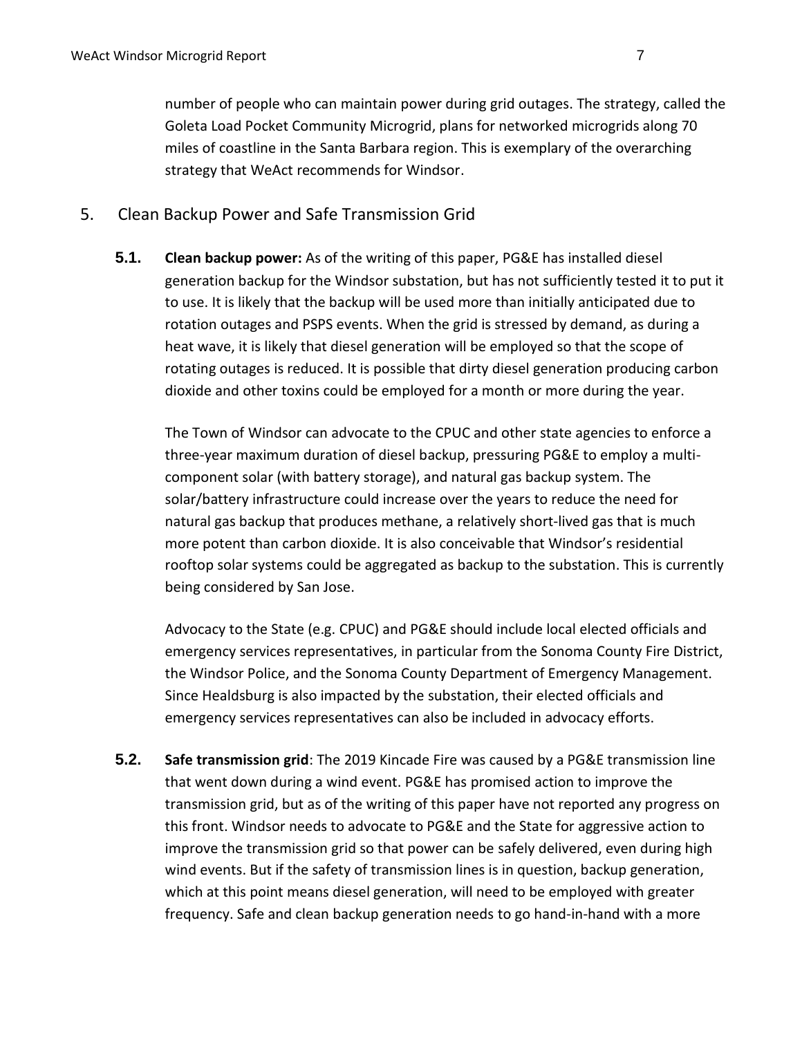number of people who can maintain power during grid outages. The strategy, called the Goleta Load Pocket Community Microgrid, plans for networked microgrids along 70 miles of coastline in the Santa Barbara region. This is exemplary of the overarching strategy that WeAct recommends for Windsor.

## 5. Clean Backup Power and Safe Transmission Grid

**5.1. Clean backup power:** As of the writing of this paper, PG&E has installed diesel generation backup for the Windsor substation, but has not sufficiently tested it to put it to use. It is likely that the backup will be used more than initially anticipated due to rotation outages and PSPS events. When the grid is stressed by demand, as during a heat wave, it is likely that diesel generation will be employed so that the scope of rotating outages is reduced. It is possible that dirty diesel generation producing carbon dioxide and other toxins could be employed for a month or more during the year.

The Town of Windsor can advocate to the CPUC and other state agencies to enforce a three-year maximum duration of diesel backup, pressuring PG&E to employ a multi-component solar (with battery storage), and natural gas backup system. The solar/battery infrastructure could increase over the years to reduce the need for natural gas backup that produces methane, a relatively short-lived gas that is much more potent than carbon dioxide. It is also conceivable that Windsor's residential rooftop solar systems could be aggregated as backup to the substation. This is currently being considered by San Jose.

Advocacy to the State (e.g. CPUC) and PG&E should include local elected officials and emergency services representatives, in particular from the Sonoma County Fire District, the Windsor Police, and the Sonoma County Department of Emergency Management. Since Healdsburg is also impacted by the substation, their elected officials and emergency services representatives can also be included in advocacy efforts.

**5.2. Safe transmission grid**: The 2019 Kincade Fire was caused by a PG&E transmission line that went down during a wind event. PG&E has promised action to improve the transmission grid, but as of the writing of this paper have not reported any progress on this front. Windsor needs to advocate to PG&E and the State for aggressive action to improve the transmission grid so that power can be safely delivered, even during high wind events. But if the safety of transmission lines is in question, backup generation, which at this point means diesel generation, will need to be employed with greater frequency. Safe and clean backup generation needs to go hand-in-hand with a more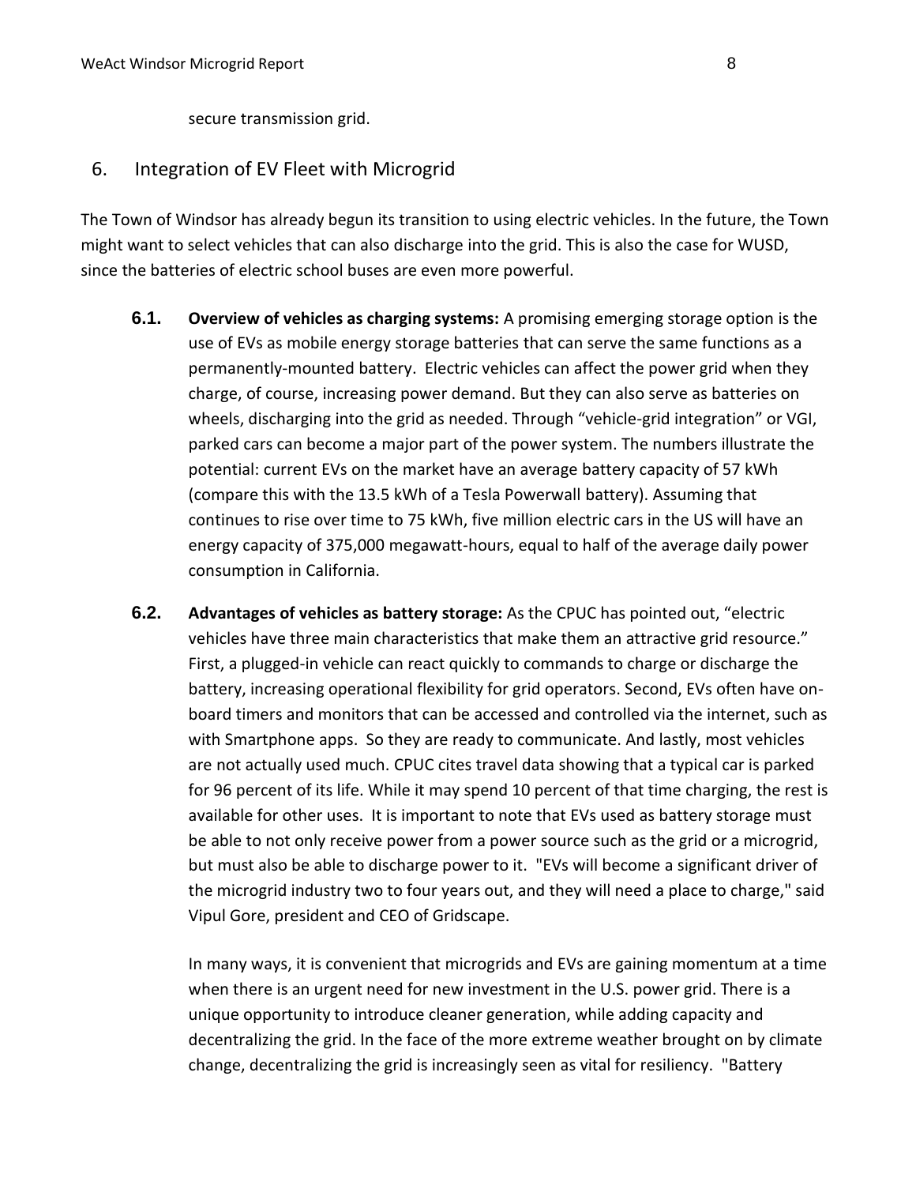secure transmission grid.

## 6. Integration of EV Fleet with Microgrid

The Town of Windsor has already begun its transition to using electric vehicles. In the future, the Town might want to select vehicles that can also discharge into the grid. This is also the case for WUSD, since the batteries of electric school buses are even more powerful.

**6.1. Overview of vehicles as charging systems:** A promising emerging storage option is the use of EVs as mobile energy storage batteries that can serve the same functions as a permanently-mounted battery. Electric vehicles can affect the power grid when they charge, of course, increasing power demand. But they can also serve as batteries on wheels, discharging into the grid as needed. Through "vehicle-grid integration" or VGI, parked cars can become a major part of the power system. The numbers illustrate the potential: current EVs on the market have an average battery capacity of 57 kWh (compare this with the 13.5 kWh of a Tesla Powerwall battery). Assuming that continues to rise over time to 75 kWh, five million electric cars in the US will have an energy capacity of 375,000 megawatt-hours, equal to half of the average daily power consumption in California.

**6.2. Advantages of vehicles as battery storage:** As the CPUC has pointed out, "electric vehicles have three main characteristics that make them an attractive grid resource." First, a plugged-in vehicle can react quickly to commands to charge or discharge the battery, increasing operational flexibility for grid operators. Second, EVs often have on-board timers and monitors that can be accessed and controlled via the internet, such as with Smartphone apps. So they are ready to communicate. And lastly, most vehicles are not actually used much. CPUC cites travel data showing that a typical car is parked for 96 percent of its life. While it may spend 10 percent of that time charging, the rest is available for other uses. It is important to note that EVs used as battery storage must be able to not only receive power from a power source such as the grid or a microgrid, but must also be able to discharge power to it. "EVs will become a significant driver of the microgrid industry two to four years out, and they will need a place to charge," said Vipul Gore, president and CEO of Gridscape.

In many ways, it is convenient that microgrids and EVs are gaining momentum at a time when there is an urgent need for new investment in the U.S. power grid. There is a unique opportunity to introduce cleaner generation, while adding capacity and decentralizing the grid. In the face of the more extreme weather brought on by climate change, decentralizing the grid is increasingly seen as vital for resiliency. "Battery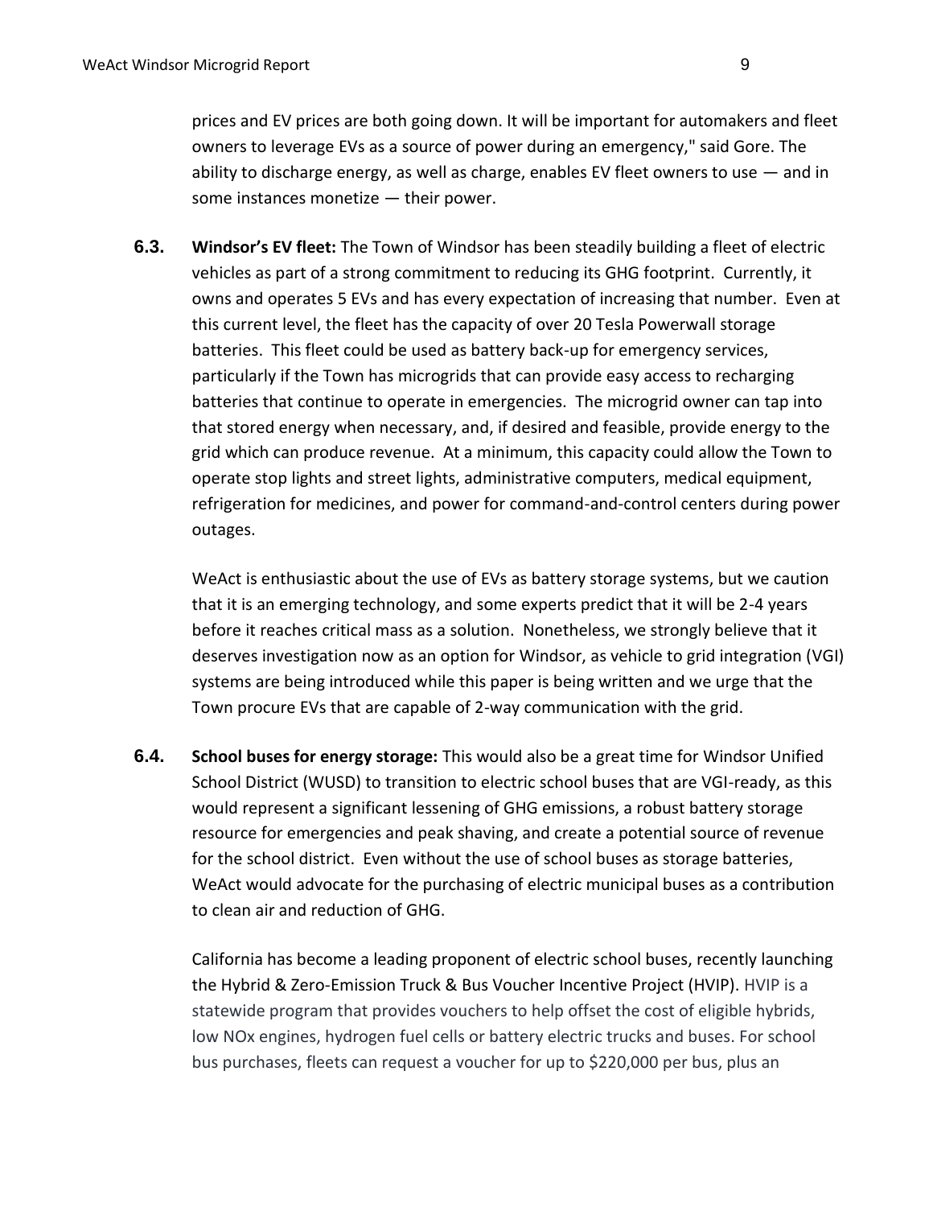prices and EV prices are both going down. It will be important for automakers and fleet owners to leverage EVs as a source of power during an emergency," said Gore. The ability to discharge energy, as well as charge, enables EV fleet owners to use — and in some instances monetize — their power.

**6.3. Windsor's EV fleet:** The Town of Windsor has been steadily building a fleet of electric vehicles as part of a strong commitment to reducing its GHG footprint. Currently, it owns and operates 5 EVs and has every expectation of increasing that number. Even at this current level, the fleet has the capacity of over 20 Tesla Powerwall storage batteries. This fleet could be used as battery back-up for emergency services, particularly if the Town has microgrids that can provide easy access to recharging batteries that continue to operate in emergencies. The microgrid owner can tap into that stored energy when necessary, and, if desired and feasible, provide energy to the grid which can produce revenue. At a minimum, this capacity could allow the Town to operate stop lights and street lights, administrative computers, medical equipment, refrigeration for medicines, and power for command-and-control centers during power outages.

WeAct is enthusiastic about the use of EVs as battery storage systems, but we caution that it is an emerging technology, and some experts predict that it will be 2-4 years before it reaches critical mass as a solution. Nonetheless, we strongly believe that it deserves investigation now as an option for Windsor, as vehicle to grid integration (VGI) systems are being introduced while this paper is being written and we urge that the Town procure EVs that are capable of 2-way communication with the grid.

**6.4. School buses for energy storage:** This would also be a great time for Windsor Unified School District (WUSD) to transition to electric school buses that are VGI-ready, as this would represent a significant lessening of GHG emissions, a robust battery storage resource for emergencies and peak shaving, and create a potential source of revenue for the school district. Even without the use of school buses as storage batteries, WeAct would advocate for the purchasing of electric municipal buses as a contribution to clean air and reduction of GHG.

California has become a leading proponent of electric school buses, recently launching the Hybrid & Zero-Emission Truck & Bus Voucher Incentive Project (HVIP). HVIP is a statewide program that provides vouchers to help offset the cost of eligible hybrids, low NOx engines, hydrogen fuel cells or battery electric trucks and buses. For school bus purchases, fleets can request a voucher for up to $220,000 per bus, plus an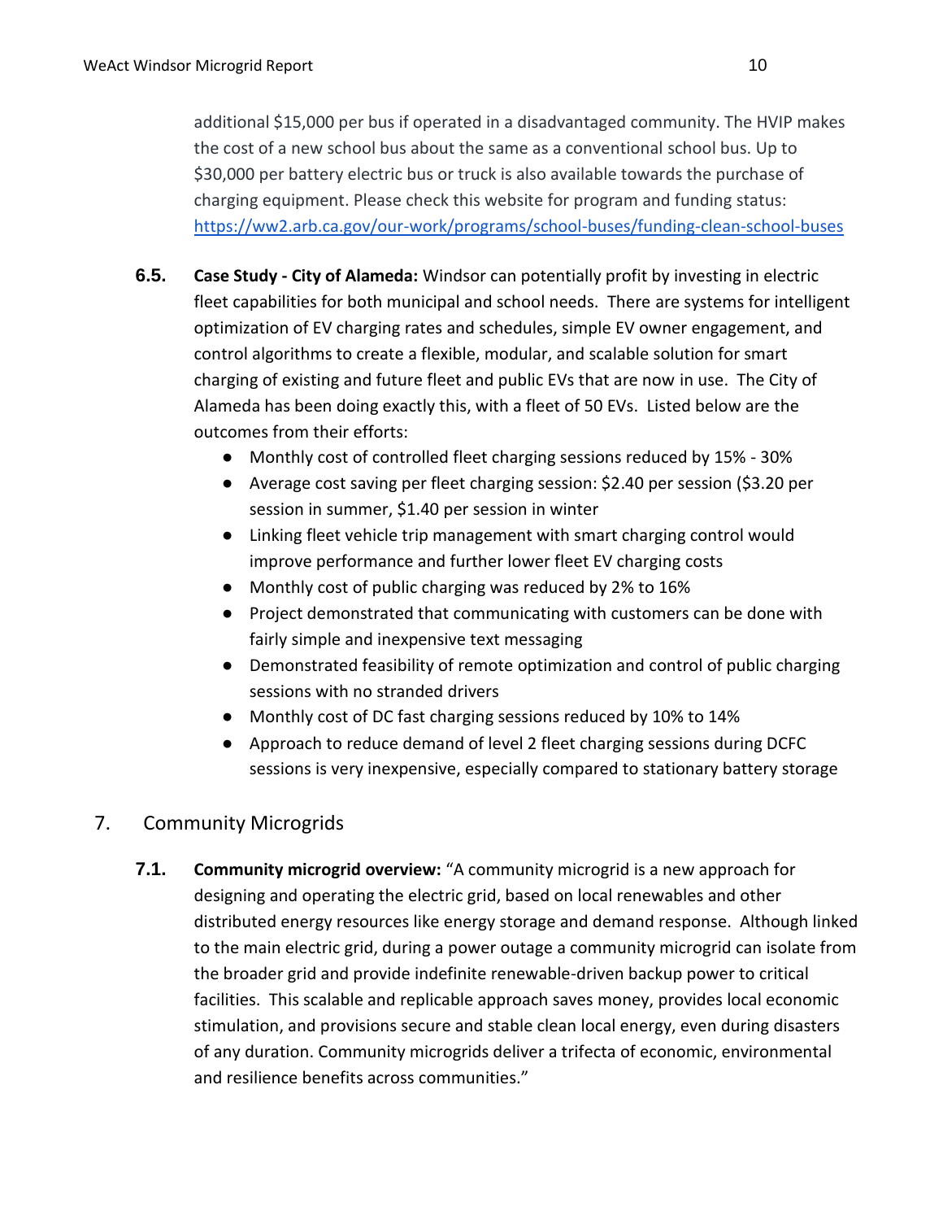additional $15,000 per bus if operated in a disadvantaged community. The HVIP makes the cost of a new school bus about the same as a conventional school bus. Up to $30,000 per battery electric bus or truck is also available towards the purchase of charging equipment. Please check this website for program and funding status: https://ww2.arb.ca.gov/our-work/programs/school-buses/funding-clean-school-buses

**6.5. Case Study - City of Alameda:** Windsor can potentially profit by investing in electric fleet capabilities for both municipal and school needs. There are systems for intelligent optimization of EV charging rates and schedules, simple EV owner engagement, and control algorithms to create a flexible, modular, and scalable solution for smart charging of existing and future fleet and public EVs that are now in use. The City of Alameda has been doing exactly this, with a fleet of 50 EVs. Listed below are the outcomes from their efforts:

- Monthly cost of controlled fleet charging sessions reduced by 15% - 30%
- Average cost saving per fleet charging session: $2.40 per session ($3.20 per session in summer, $1.40 per session in winter
- Linking fleet vehicle trip management with smart charging control would improve performance and further lower fleet EV charging costs
- Monthly cost of public charging was reduced by 2% to 16%
- Project demonstrated that communicating with customers can be done with fairly simple and inexpensive text messaging
- Demonstrated feasibility of remote optimization and control of public charging sessions with no stranded drivers
- Monthly cost of DC fast charging sessions reduced by 10% to 14%
- Approach to reduce demand of level 2 fleet charging sessions during DCFC sessions is very inexpensive, especially compared to stationary battery storage

## 7. Community Microgrids

**7.1. Community microgrid overview:** "A community microgrid is a new approach for designing and operating the electric grid, based on local renewables and other distributed energy resources like energy storage and demand response. Although linked to the main electric grid, during a power outage a community microgrid can isolate from the broader grid and provide indefinite renewable-driven backup power to critical facilities. This scalable and replicable approach saves money, provides local economic stimulation, and provisions secure and stable clean local energy, even during disasters of any duration. Community microgrids deliver a trifecta of economic, environmental and resilience benefits across communities."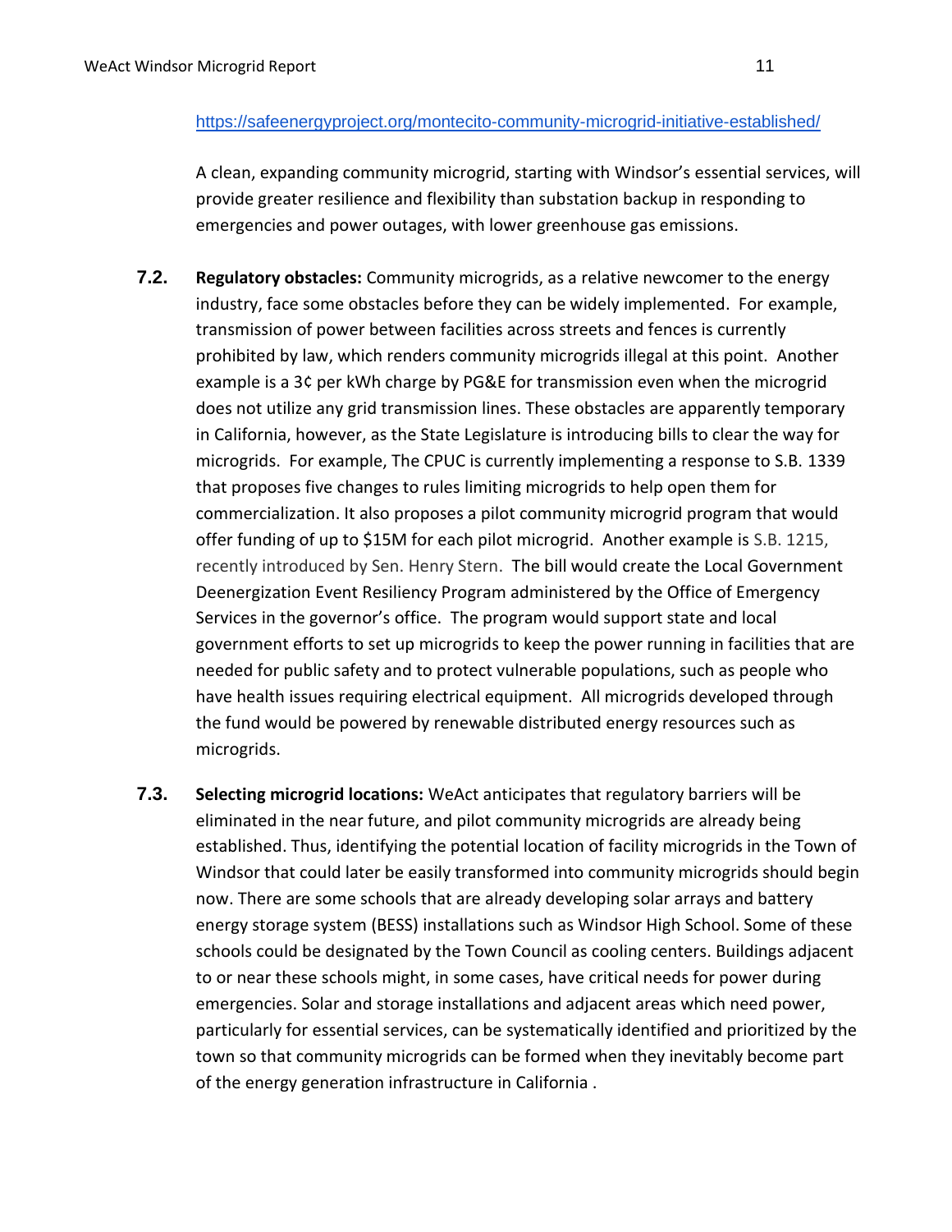https://safeenergyproject.org/montecito-community-microgrid-initiative-established/

A clean, expanding community microgrid, starting with Windsor's essential services, will provide greater resilience and flexibility than substation backup in responding to emergencies and power outages, with lower greenhouse gas emissions.

**7.2. Regulatory obstacles:** Community microgrids, as a relative newcomer to the energy industry, face some obstacles before they can be widely implemented. For example, transmission of power between facilities across streets and fences is currently prohibited by law, which renders community microgrids illegal at this point. Another example is a 3¢ per kWh charge by PG&E for transmission even when the microgrid does not utilize any grid transmission lines. These obstacles are apparently temporary in California, however, as the State Legislature is introducing bills to clear the way for microgrids. For example, The CPUC is currently implementing a response to S.B. 1339 that proposes five changes to rules limiting microgrids to help open them for commercialization. It also proposes a pilot community microgrid program that would offer funding of up to $15M for each pilot microgrid. Another example is S.B. 1215, recently introduced by Sen. Henry Stern. The bill would create the Local Government Deenergization Event Resiliency Program administered by the Office of Emergency Services in the governor's office. The program would support state and local government efforts to set up microgrids to keep the power running in facilities that are needed for public safety and to protect vulnerable populations, such as people who have health issues requiring electrical equipment. All microgrids developed through the fund would be powered by renewable distributed energy resources such as microgrids.

**7.3. Selecting microgrid locations:** WeAct anticipates that regulatory barriers will be eliminated in the near future, and pilot community microgrids are already being established. Thus, identifying the potential location of facility microgrids in the Town of Windsor that could later be easily transformed into community microgrids should begin now. There are some schools that are already developing solar arrays and battery energy storage system (BESS) installations such as Windsor High School. Some of these schools could be designated by the Town Council as cooling centers. Buildings adjacent to or near these schools might, in some cases, have critical needs for power during emergencies. Solar and storage installations and adjacent areas which need power, particularly for essential services, can be systematically identified and prioritized by the town so that community microgrids can be formed when they inevitably become part of the energy generation infrastructure in California .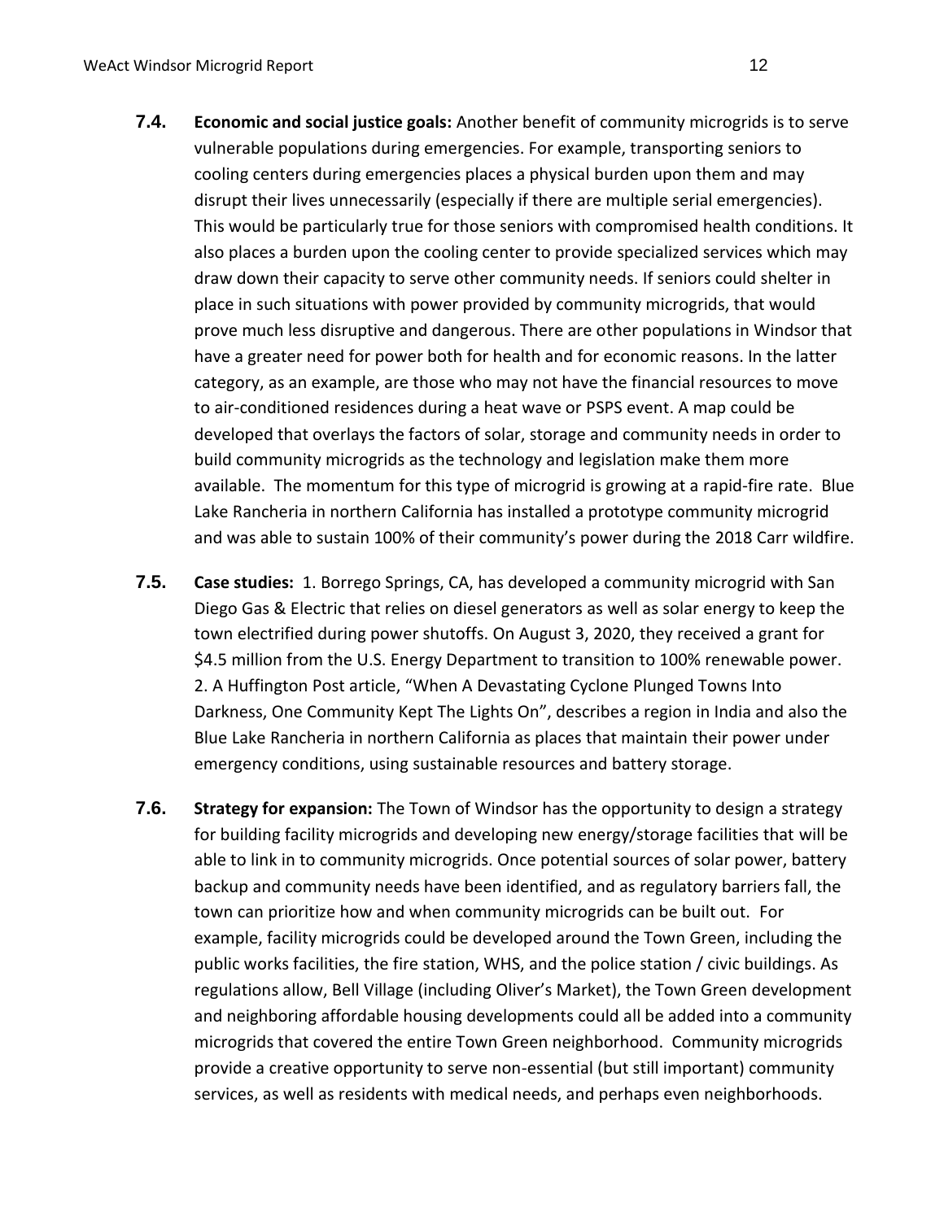**7.4. Economic and social justice goals:** Another benefit of community microgrids is to serve vulnerable populations during emergencies. For example, transporting seniors to cooling centers during emergencies places a physical burden upon them and may disrupt their lives unnecessarily (especially if there are multiple serial emergencies). This would be particularly true for those seniors with compromised health conditions. It also places a burden upon the cooling center to provide specialized services which may draw down their capacity to serve other community needs. If seniors could shelter in place in such situations with power provided by community microgrids, that would prove much less disruptive and dangerous. There are other populations in Windsor that have a greater need for power both for health and for economic reasons. In the latter category, as an example, are those who may not have the financial resources to move to air-conditioned residences during a heat wave or PSPS event. A map could be developed that overlays the factors of solar, storage and community needs in order to build community microgrids as the technology and legislation make them more available. The momentum for this type of microgrid is growing at a rapid-fire rate. Blue Lake Rancheria in northern California has installed a prototype community microgrid and was able to sustain 100% of their community's power during the 2018 Carr wildfire.

**7.5. Case studies:** 1. Borrego Springs, CA, has developed a community microgrid with San Diego Gas & Electric that relies on diesel generators as well as solar energy to keep the town electrified during power shutoffs. On August 3, 2020, they received a grant for $4.5 million from the U.S. Energy Department to transition to 100% renewable power. 2. A Huffington Post article, "When A Devastating Cyclone Plunged Towns Into Darkness, One Community Kept The Lights On", describes a region in India and also the Blue Lake Rancheria in northern California as places that maintain their power under emergency conditions, using sustainable resources and battery storage.

**7.6. Strategy for expansion:** The Town of Windsor has the opportunity to design a strategy for building facility microgrids and developing new energy/storage facilities that will be able to link in to community microgrids. Once potential sources of solar power, battery backup and community needs have been identified, and as regulatory barriers fall, the town can prioritize how and when community microgrids can be built out. For example, facility microgrids could be developed around the Town Green, including the public works facilities, the fire station, WHS, and the police station / civic buildings. As regulations allow, Bell Village (including Oliver's Market), the Town Green development and neighboring affordable housing developments could all be added into a community microgrids that covered the entire Town Green neighborhood. Community microgrids provide a creative opportunity to serve non-essential (but still important) community services, as well as residents with medical needs, and perhaps even neighborhoods.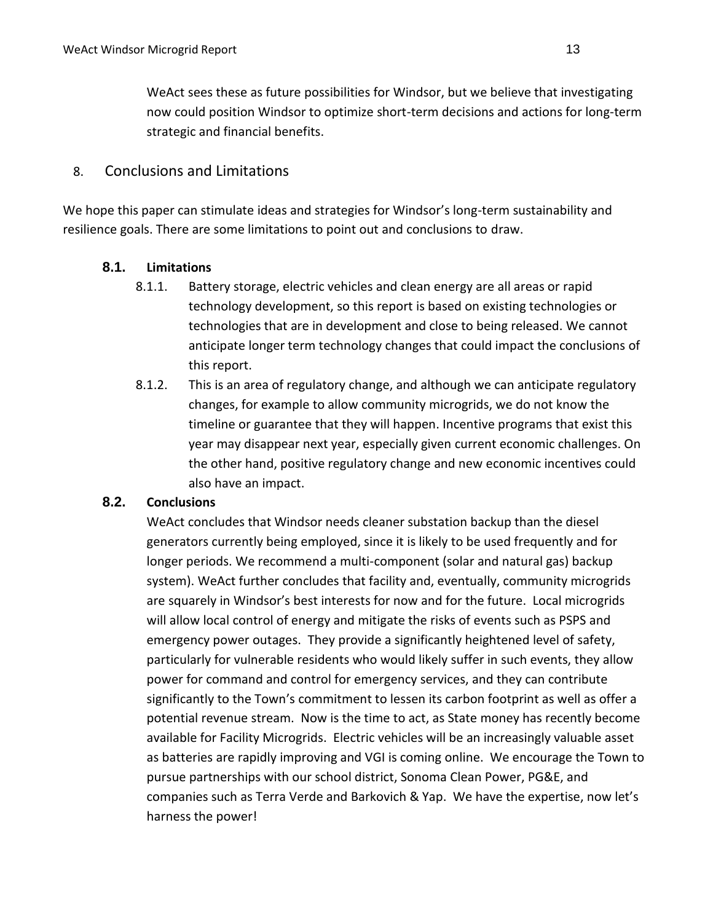WeAct sees these as future possibilities for Windsor, but we believe that investigating now could position Windsor to optimize short-term decisions and actions for long-term strategic and financial benefits.

## 8. Conclusions and Limitations

We hope this paper can stimulate ideas and strategies for Windsor's long-term sustainability and resilience goals. There are some limitations to point out and conclusions to draw.

### 8.1. Limitations

8.1.1. Battery storage, electric vehicles and clean energy are all areas or rapid technology development, so this report is based on existing technologies or technologies that are in development and close to being released. We cannot anticipate longer term technology changes that could impact the conclusions of this report.

8.1.2. This is an area of regulatory change, and although we can anticipate regulatory changes, for example to allow community microgrids, we do not know the timeline or guarantee that they will happen. Incentive programs that exist this year may disappear next year, especially given current economic challenges. On the other hand, positive regulatory change and new economic incentives could also have an impact.

### 8.2. Conclusions

WeAct concludes that Windsor needs cleaner substation backup than the diesel generators currently being employed, since it is likely to be used frequently and for longer periods. We recommend a multi-component (solar and natural gas) backup system). WeAct further concludes that facility and, eventually, community microgrids are squarely in Windsor's best interests for now and for the future. Local microgrids will allow local control of energy and mitigate the risks of events such as PSPS and emergency power outages. They provide a significantly heightened level of safety, particularly for vulnerable residents who would likely suffer in such events, they allow power for command and control for emergency services, and they can contribute significantly to the Town's commitment to lessen its carbon footprint as well as offer a potential revenue stream. Now is the time to act, as State money has recently become available for Facility Microgrids. Electric vehicles will be an increasingly valuable asset as batteries are rapidly improving and VGI is coming online. We encourage the Town to pursue partnerships with our school district, Sonoma Clean Power, PG&E, and companies such as Terra Verde and Barkovich & Yap. We have the expertise, now let's harness the power!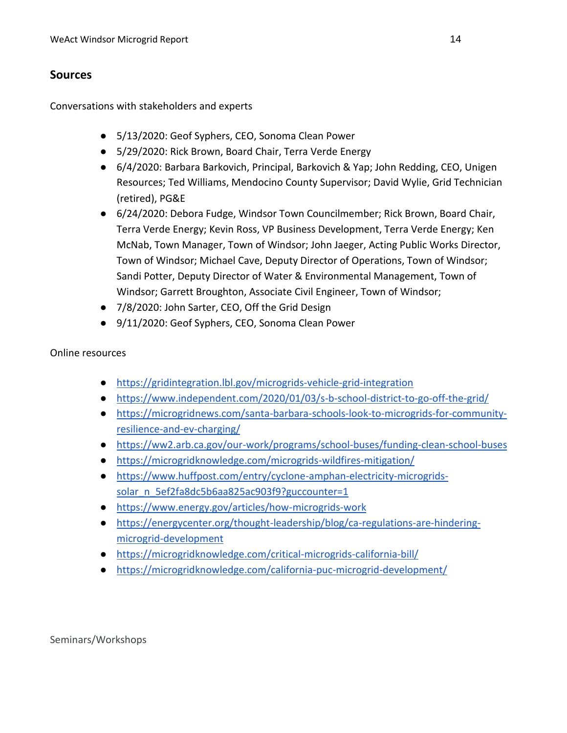## Sources

Conversations with stakeholders and experts

- 5/13/2020: Geof Syphers, CEO, Sonoma Clean Power
- 5/29/2020: Rick Brown, Board Chair, Terra Verde Energy
- 6/4/2020: Barbara Barkovich, Principal, Barkovich & Yap; John Redding, CEO, Unigen Resources; Ted Williams, Mendocino County Supervisor; David Wylie, Grid Technician (retired), PG&E
- 6/24/2020: Debora Fudge, Windsor Town Councilmember; Rick Brown, Board Chair, Terra Verde Energy; Kevin Ross, VP Business Development, Terra Verde Energy; Ken McNab, Town Manager, Town of Windsor; John Jaeger, Acting Public Works Director, Town of Windsor; Michael Cave, Deputy Director of Operations, Town of Windsor; Sandi Potter, Deputy Director of Water & Environmental Management, Town of Windsor; Garrett Broughton, Associate Civil Engineer, Town of Windsor;
- 7/8/2020: John Sarter, CEO, Off the Grid Design
- 9/11/2020: Geof Syphers, CEO, Sonoma Clean Power

Online resources

- https://gridintegration.lbl.gov/microgrids-vehicle-grid-integration
- https://www.independent.com/2020/01/03/s-b-school-district-to-go-off-the-grid/
- https://microgridnews.com/santa-barbara-schools-look-to-microgrids-for-community-resilience-and-ev-charging/
- https://ww2.arb.ca.gov/our-work/programs/school-buses/funding-clean-school-buses
- https://microgridknowledge.com/microgrids-wildfires-mitigation/
- https://www.huffpost.com/entry/cyclone-amphan-electricity-microgrids-solar_n_5ef2fa8dc5b6aa825ac903f9?guccounter=1
- https://www.energy.gov/articles/how-microgrids-work
- https://energycenter.org/thought-leadership/blog/ca-regulations-are-hindering-microgrid-development
- https://microgridknowledge.com/critical-microgrids-california-bill/
- https://microgridknowledge.com/california-puc-microgrid-development/

Seminars/Workshops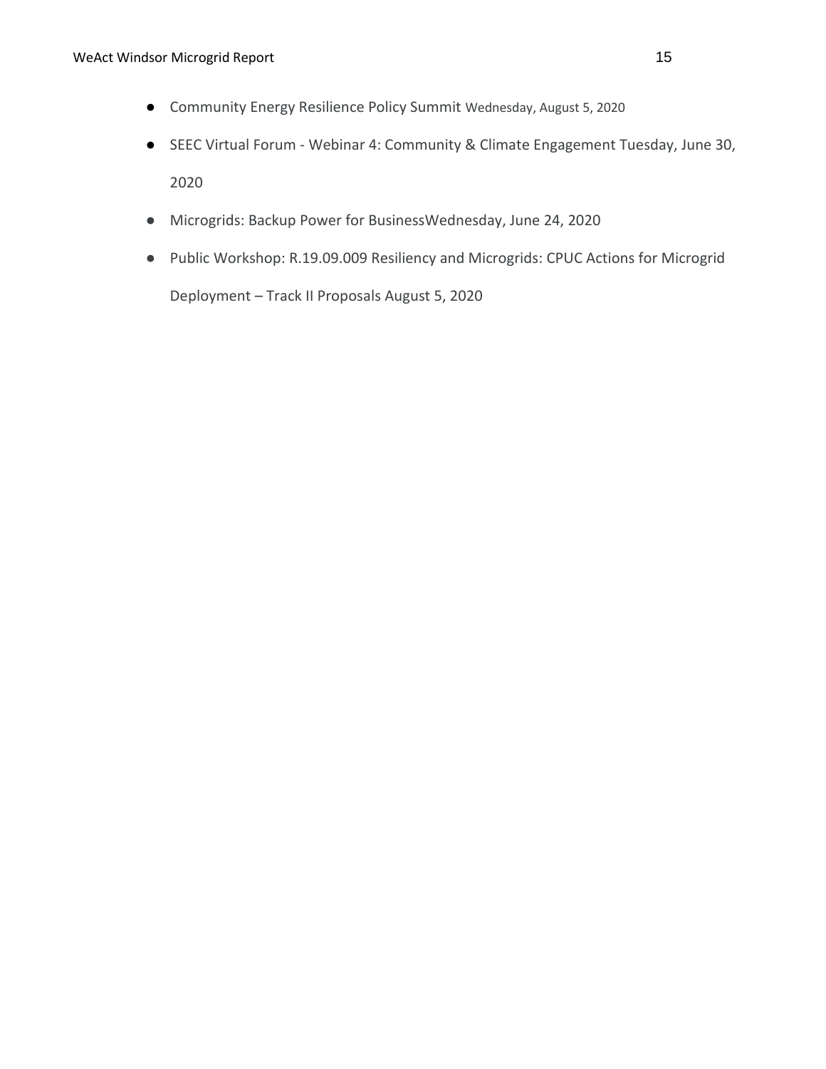- Community Energy Resilience Policy Summit Wednesday, August 5, 2020
- SEEC Virtual Forum - Webinar 4: Community & Climate Engagement Tuesday, June 30, 2020
- Microgrids: Backup Power for BusinessWednesday, June 24, 2020
- Public Workshop: R.19.09.009 Resiliency and Microgrids: CPUC Actions for Microgrid Deployment – Track II Proposals August 5, 2020